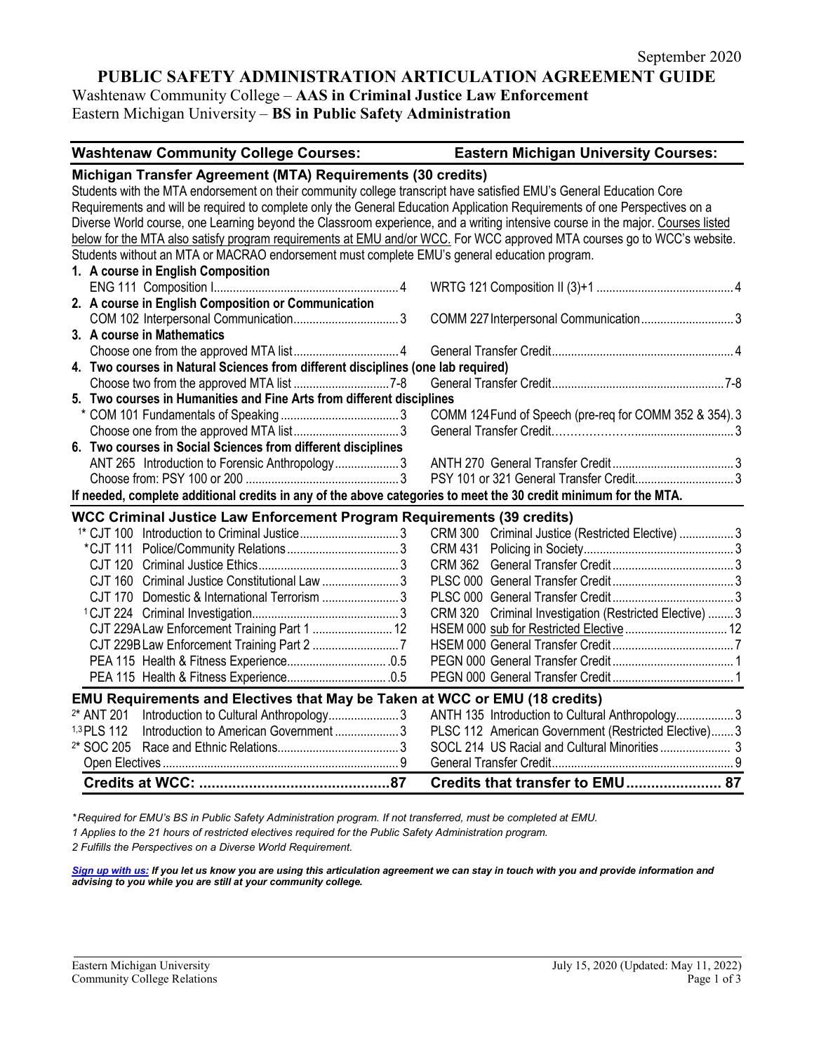September 2020

# PUBLIC SAFETY ADMINISTRATION ARTICULATION AGREEMENT GUIDE

Washtenaw Community College – **AAS in Criminal Justice Law Enforcement**
Eastern Michigan University – **BS in Public Safety Administration**

| Washtenaw Community College Courses: | | Eastern Michigan University Courses: | |
|---|---|---|---|
| **Michigan Transfer Agreement (MTA) Requirements (30 credits)** | | | |
| Students with the MTA endorsement on their community college transcript have satisfied EMU's General Education Core Requirements and will be required to complete only the General Education Application Requirements of one Perspectives on a Diverse World course, one Learning beyond the Classroom experience, and a writing intensive course in the major. Courses listed below for the MTA also satisfy program requirements at EMU and/or WCC. For WCC approved MTA courses go to WCC's website. Students without an MTA or MACRAO endorsement must complete EMU's general education program. | | | |
| **1. A course in English Composition** | | | |
| ENG 111 Composition I | 4 | WRTG 121 Composition II (3)+1 | 4 |
| **2. A course in English Composition or Communication** | | | |
| COM 102 Interpersonal Communication | 3 | COMM 227 Interpersonal Communication | 3 |
| **3. A course in Mathematics** | | | |
| Choose one from the approved MTA list | 4 | General Transfer Credit | 4 |
| **4. Two courses in Natural Sciences from different disciplines (one lab required)** | | | |
| Choose two from the approved MTA list | 7-8 | General Transfer Credit | 7-8 |
| **5. Two courses in Humanities and Fine Arts from different disciplines** | | | |
| * COM 101 Fundamentals of Speaking | 3 | COMM 124 Fund of Speech (pre-req for COMM 352 & 354) | 3 |
| Choose one from the approved MTA list | 3 | General Transfer Credit | 3 |
| **6. Two courses in Social Sciences from different disciplines** | | | |
| ANT 265 Introduction to Forensic Anthropology | 3 | ANTH 270 General Transfer Credit | 3 |
| Choose from: PSY 100 or 200 | 3 | PSY 101 or 321 General Transfer Credit | 3 |
| **If needed, complete additional credits in any of the above categories to meet the 30 credit minimum for the MTA.** | | | |
| **WCC Criminal Justice Law Enforcement Program Requirements (39 credits)** | | | |
| [1]* CJT 100 Introduction to Criminal Justice | 3 | CRM 300 Criminal Justice (Restricted Elective) | 3 |
| *CJT 111 Police/Community Relations | 3 | CRM 431 Policing in Society | 3 |
| CJT 120 Criminal Justice Ethics | 3 | CRM 362 General Transfer Credit | 3 |
| CJT 160 Criminal Justice Constitutional Law | 3 | PLSC 000 General Transfer Credit | 3 |
| CJT 170 Domestic & International Terrorism | 3 | PLSC 000 General Transfer Credit | 3 |
| [1] CJT 224 Criminal Investigation | 3 | CRM 320 Criminal Investigation (Restricted Elective) | 3 |
| CJT 229A Law Enforcement Training Part 1 | 12 | HSEM 000 sub for Restricted Elective | 12 |
| CJT 229B Law Enforcement Training Part 2 | 7 | HSEM 000 General Transfer Credit | 7 |
| PEA 115 Health & Fitness Experience | .0.5 | PEGN 000 General Transfer Credit | 1 |
| PEA 115 Health & Fitness Experience | .0.5 | PEGN 000 General Transfer Credit | 1 |
| **EMU Requirements and Electives that May be Taken at WCC or EMU (18 credits)** | | | |
| [2]* ANT 201 Introduction to Cultural Anthropology | 3 | ANTH 135 Introduction to Cultural Anthropology | 3 |
| [1,3] PLS 112 Introduction to American Government | 3 | PLSC 112 American Government (Restricted Elective) | 3 |
| [2]* SOC 205 Race and Ethnic Relations | 3 | SOCL 214 US Racial and Cultural Minorities | 3 |
| Open Electives | 9 | General Transfer Credit | 9 |
| **Credits at WCC:** | **87** | **Credits that transfer to EMU** | **87** |

*\*Required for EMU's BS in Public Safety Administration program. If not transferred, must be completed at EMU.*

*1 Applies to the 21 hours of restricted electives required for the Public Safety Administration program.*

*2 Fulfills the Perspectives on a Diverse World Requirement.*

***Sign up with us:** If you let us know you are using this articulation agreement we can stay in touch with you and provide information and advising to you while you are still at your community college.*

Eastern Michigan University
Community College Relations

July 15, 2020 (Updated: May 11, 2022)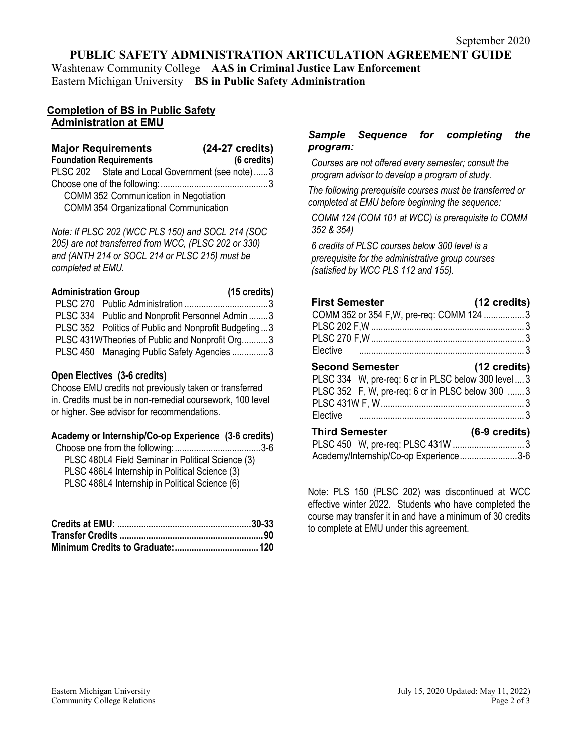September 2020

# PUBLIC SAFETY ADMINISTRATION ARTICULATION AGREEMENT GUIDE

Washtenaw Community College – **AAS in Criminal Justice Law Enforcement**
Eastern Michigan University – **BS in Public Safety Administration**

## Completion of BS in Public Safety Administration at EMU

### Major Requirements (24-27 credits)

**Foundation Requirements (6 credits)**

| | |
|---|---|
| PLSC 202 State and Local Government (see note) | 3 |
| Choose one of the following: | 3 |
| COMM 352 Communication in Negotiation | |
| COMM 354 Organizational Communication | |

*Note: If PLSC 202 (WCC PLS 150) and SOCL 214 (SOC 205) are not transferred from WCC, (PLSC 202 or 330) and (ANTH 214 or SOCL 214 or PLSC 215) must be completed at EMU.*

**Administration Group (15 credits)**

| | |
|---|---|
| PLSC 270 Public Administration | 3 |
| PLSC 334 Public and Nonprofit Personnel Admin | 3 |
| PLSC 352 Politics of Public and Nonprofit Budgeting | 3 |
| PLSC 431W Theories of Public and Nonprofit Org | 3 |
| PLSC 450 Managing Public Safety Agencies | 3 |

**Open Electives (3-6 credits)**

Choose EMU credits not previously taken or transferred in. Credits must be in non-remedial coursework, 100 level or higher. See advisor for recommendations.

**Academy or Internship/Co-op Experience (3-6 credits)**

| | |
|---|---|
| Choose one from the following: | 3-6 |
| PLSC 480L4 Field Seminar in Political Science (3) | |
| PLSC 486L4 Internship in Political Science (3) | |
| PLSC 488L4 Internship in Political Science (6) | |

| | |
|---|---|
| **Credits at EMU:** | **30-33** |
| **Transfer Credits** | **90** |
| **Minimum Credits to Graduate:** | **120** |

### *Sample Sequence for completing the program:*

*Courses are not offered every semester; consult the program advisor to develop a program of study.*

*The following prerequisite courses must be transferred or completed at EMU before beginning the sequence:*

*COMM 124 (COM 101 at WCC) is prerequisite to COMM 352 & 354)*

*6 credits of PLSC courses below 300 level is a prerequisite for the administrative group courses (satisfied by WCC PLS 112 and 155).*

**First Semester (12 credits)**

| | |
|---|---|
| COMM 352 or 354 F,W, pre-req: COMM 124 | 3 |
| PLSC 202 F,W | 3 |
| PLSC 270 F,W | 3 |
| Elective | 3 |

**Second Semester (12 credits)**

| | |
|---|---|
| PLSC 334 W, pre-req: 6 cr in PLSC below 300 level | 3 |
| PLSC 352 F, W, pre-req: 6 cr in PLSC below 300 | 3 |
| PLSC 431W F, W | 3 |
| Elective | 3 |

**Third Semester (6-9 credits)**

| | |
|---|---|
| PLSC 450 W, pre-req: PLSC 431W | 3 |
| Academy/Internship/Co-op Experience | 3-6 |

Note: PLS 150 (PLSC 202) was discontinued at WCC effective winter 2022. Students who have completed the course may transfer it in and have a minimum of 30 credits to complete at EMU under this agreement.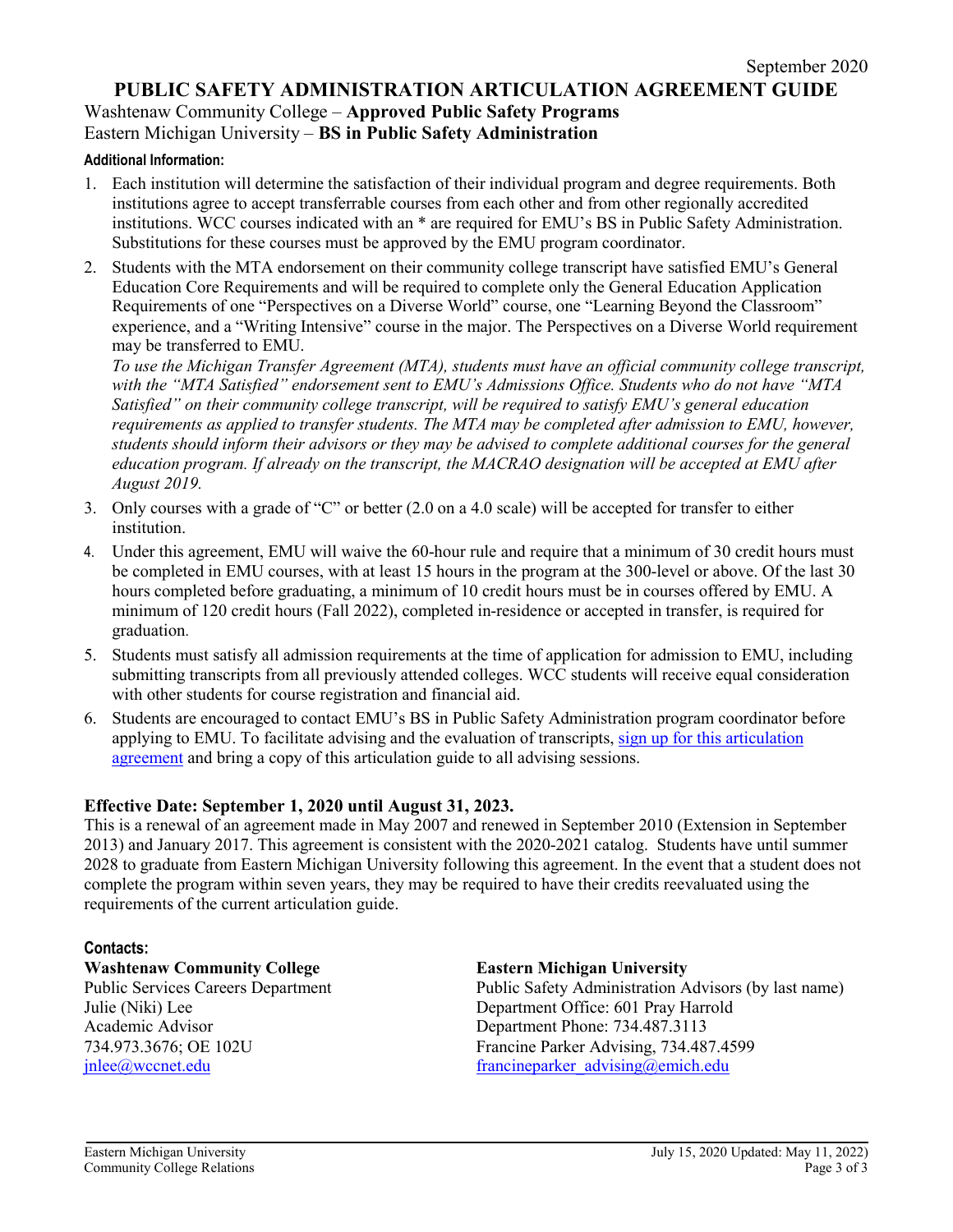September 2020

# PUBLIC SAFETY ADMINISTRATION ARTICULATION AGREEMENT GUIDE

Washtenaw Community College – **Approved Public Safety Programs**
Eastern Michigan University – **BS in Public Safety Administration**

**Additional Information:**

1. Each institution will determine the satisfaction of their individual program and degree requirements. Both institutions agree to accept transferrable courses from each other and from other regionally accredited institutions. WCC courses indicated with an * are required for EMU's BS in Public Safety Administration. Substitutions for these courses must be approved by the EMU program coordinator.
2. Students with the MTA endorsement on their community college transcript have satisfied EMU's General Education Core Requirements and will be required to complete only the General Education Application Requirements of one "Perspectives on a Diverse World" course, one "Learning Beyond the Classroom" experience, and a "Writing Intensive" course in the major. The Perspectives on a Diverse World requirement may be transferred to EMU.
   *To use the Michigan Transfer Agreement (MTA), students must have an official community college transcript, with the "MTA Satisfied" endorsement sent to EMU's Admissions Office. Students who do not have "MTA Satisfied" on their community college transcript, will be required to satisfy EMU's general education requirements as applied to transfer students. The MTA may be completed after admission to EMU, however, students should inform their advisors or they may be advised to complete additional courses for the general education program. If already on the transcript, the MACRAO designation will be accepted at EMU after August 2019.*
3. Only courses with a grade of "C" or better (2.0 on a 4.0 scale) will be accepted for transfer to either institution.
4. Under this agreement, EMU will waive the 60-hour rule and require that a minimum of 30 credit hours must be completed in EMU courses, with at least 15 hours in the program at the 300-level or above. Of the last 30 hours completed before graduating, a minimum of 10 credit hours must be in courses offered by EMU. A minimum of 120 credit hours (Fall 2022), completed in-residence or accepted in transfer, is required for graduation.
5. Students must satisfy all admission requirements at the time of application for admission to EMU, including submitting transcripts from all previously attended colleges. WCC students will receive equal consideration with other students for course registration and financial aid.
6. Students are encouraged to contact EMU's BS in Public Safety Administration program coordinator before applying to EMU. To facilitate advising and the evaluation of transcripts, sign up for this articulation agreement and bring a copy of this articulation guide to all advising sessions.

**Effective Date: September 1, 2020 until August 31, 2023.**

This is a renewal of an agreement made in May 2007 and renewed in September 2010 (Extension in September 2013) and January 2017. This agreement is consistent with the 2020-2021 catalog. Students have until summer 2028 to graduate from Eastern Michigan University following this agreement. In the event that a student does not complete the program within seven years, they may be required to have their credits reevaluated using the requirements of the current articulation guide.

**Contacts:**

**Washtenaw Community College**
Public Services Careers Department
Julie (Niki) Lee
Academic Advisor
734.973.3676; OE 102U
jnlee@wccnet.edu

**Eastern Michigan University**
Public Safety Administration Advisors (by last name)
Department Office: 601 Pray Harrold
Department Phone: 734.487.3113
Francine Parker Advising, 734.487.4599
francineparker_advising@emich.edu

Eastern Michigan University
Community College Relations

July 15, 2020 Updated: May 11, 2022)